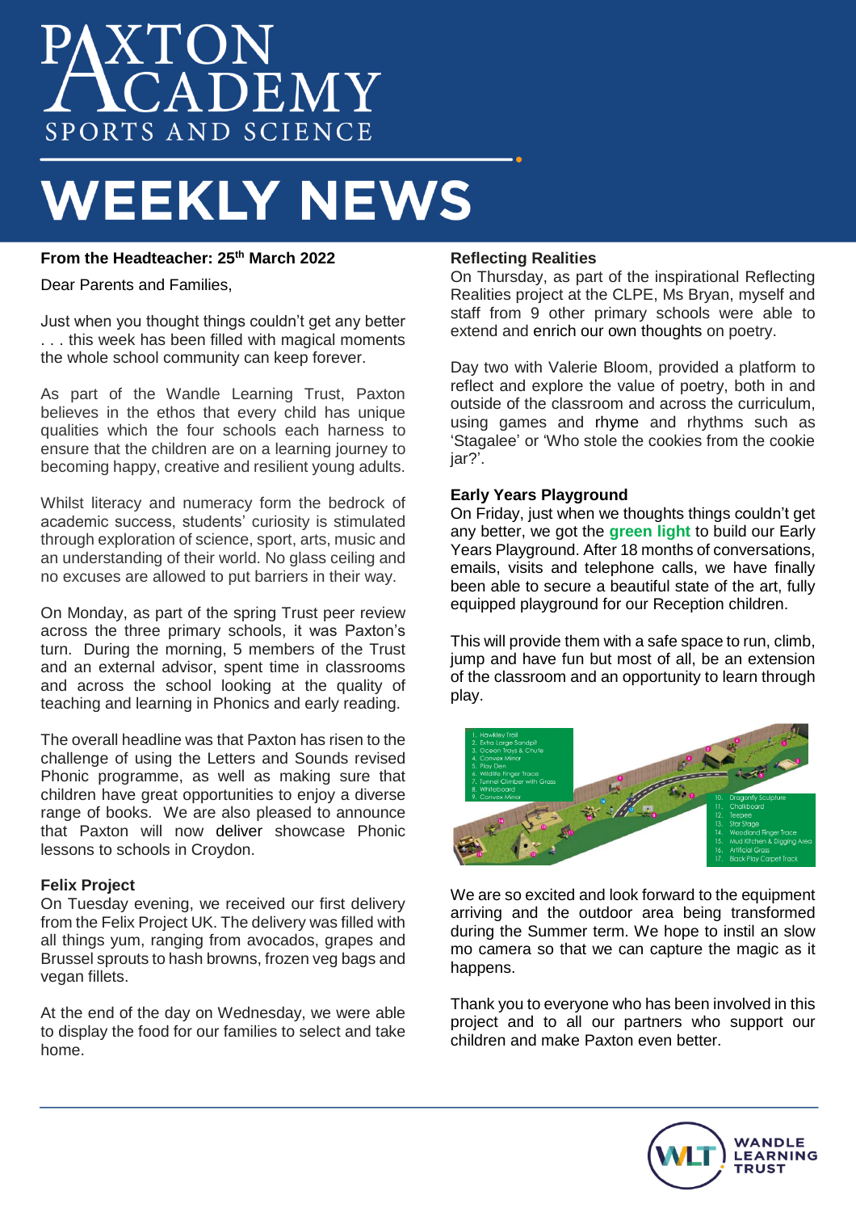# PAXTON ACADEMY

SPORTS AND SCIENCE

# WEEKLY NEWS

**From the Headteacher: 25th March 2022**

Dear Parents and Families,

Just when you thought things couldn't get any better . . . this week has been filled with magical moments the whole school community can keep forever.

As part of the Wandle Learning Trust, Paxton believes in the ethos that every child has unique qualities which the four schools each harness to ensure that the children are on a learning journey to becoming happy, creative and resilient young adults.

Whilst literacy and numeracy form the bedrock of academic success, students' curiosity is stimulated through exploration of science, sport, arts, music and an understanding of their world. No glass ceiling and no excuses are allowed to put barriers in their way.

On Monday, as part of the spring Trust peer review across the three primary schools, it was Paxton's turn. During the morning, 5 members of the Trust and an external advisor, spent time in classrooms and across the school looking at the quality of teaching and learning in Phonics and early reading.

The overall headline was that Paxton has risen to the challenge of using the Letters and Sounds revised Phonic programme, as well as making sure that children have great opportunities to enjoy a diverse range of books. We are also pleased to announce that Paxton will now deliver showcase Phonic lessons to schools in Croydon.

**Felix Project**

On Tuesday evening, we received our first delivery from the Felix Project UK. The delivery was filled with all things yum, ranging from avocados, grapes and Brussel sprouts to hash browns, frozen veg bags and vegan fillets.

At the end of the day on Wednesday, we were able to display the food for our families to select and take home.

**Reflecting Realities**

On Thursday, as part of the inspirational Reflecting Realities project at the CLPE, Ms Bryan, myself and staff from 9 other primary schools were able to extend and enrich our own thoughts on poetry.

Day two with Valerie Bloom, provided a platform to reflect and explore the value of poetry, both in and outside of the classroom and across the curriculum, using games and rhyme and rhythms such as 'Stagalee' or 'Who stole the cookies from the cookie jar?'.

**Early Years Playground**

On Friday, just when we thoughts things couldn't get any better, we got the **green light** to build our Early Years Playground. After 18 months of conversations, emails, visits and telephone calls, we have finally been able to secure a beautiful state of the art, fully equipped playground for our Reception children.

This will provide them with a safe space to run, climb, jump and have fun but most of all, be an extension of the classroom and an opportunity to learn through play.

1. Hawkley Trail
2. Extra Large Sandpit
3. Ocean Trays & Chute
4. Convex Mirror
5. Play Den
6. Wildlife Finger Trace
7. Tunnel Climber with Grass
8. Whiteboard
9. Convex Mirror
10. Dragonfly Sculpture
11. Chalkboard
12. Teepee
13. Star Stage
14. Woodland Finger Trace
15. Mud Kitchen & Digging Area
16. Artificial Grass
17. Black Play Carpet Track

We are so excited and look forward to the equipment arriving and the outdoor area being transformed during the Summer term. We hope to instil an slow mo camera so that we can capture the magic as it happens.

Thank you to everyone who has been involved in this project and to all our partners who support our children and make Paxton even better.

WANDLE LEARNING TRUST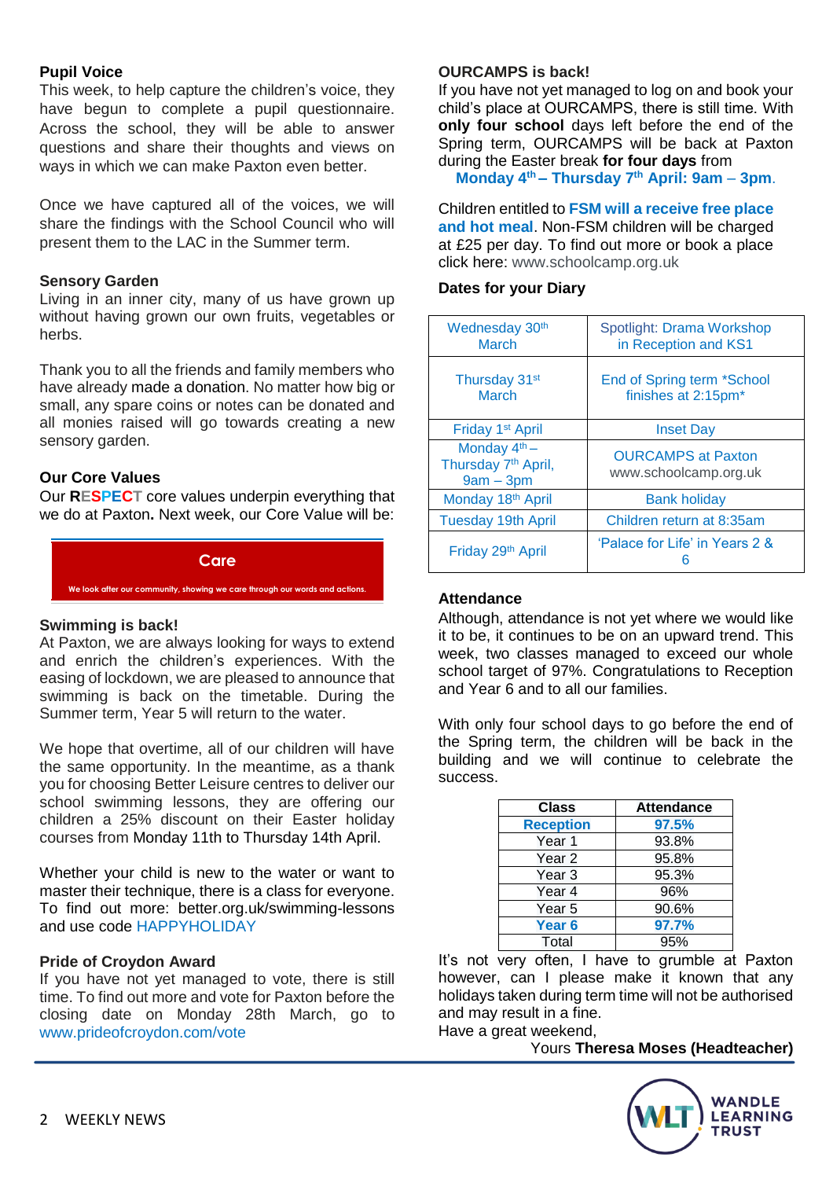### Pupil Voice

This week, to help capture the children's voice, they have begun to complete a pupil questionnaire. Across the school, they will be able to answer questions and share their thoughts and views on ways in which we can make Paxton even better.

Once we have captured all of the voices, we will share the findings with the School Council who will present them to the LAC in the Summer term.

### Sensory Garden

Living in an inner city, many of us have grown up without having grown our own fruits, vegetables or herbs.

Thank you to all the friends and family members who have already made a donation. No matter how big or small, any spare coins or notes can be donated and all monies raised will go towards creating a new sensory garden.

### Our Core Values

Our **RESPECT** core values underpin everything that we do at Paxton. Next week, our Core Value will be:

**Care**

We look after our community, showing we care through our words and actions.

### Swimming is back!

At Paxton, we are always looking for ways to extend and enrich the children's experiences. With the easing of lockdown, we are pleased to announce that swimming is back on the timetable. During the Summer term, Year 5 will return to the water.

We hope that overtime, all of our children will have the same opportunity. In the meantime, as a thank you for choosing Better Leisure centres to deliver our school swimming lessons, they are offering our children a 25% discount on their Easter holiday courses from Monday 11th to Thursday 14th April.

Whether your child is new to the water or want to master their technique, there is a class for everyone. To find out more: better.org.uk/swimming-lessons and use code HAPPYHOLIDAY

### Pride of Croydon Award

If you have not yet managed to vote, there is still time. To find out more and vote for Paxton before the closing date on Monday 28th March, go to www.prideofcroydon.com/vote

### OURCAMPS is back!

If you have not yet managed to log on and book your child's place at OURCAMPS, there is still time. With **only four school** days left before the end of the Spring term, OURCAMPS will be back at Paxton during the Easter break **for four days** from

**Monday 4th – Thursday 7th April: 9am – 3pm.**

Children entitled to **FSM will a receive free place and hot meal**. Non-FSM children will be charged at £25 per day. To find out more or book a place click here: www.schoolcamp.org.uk

### Dates for your Diary

| | |
|---|---|
| Wednesday 30th March | Spotlight: Drama Workshop in Reception and KS1 |
| Thursday 31st March | End of Spring term *School finishes at 2:15pm* |
| Friday 1st April | Inset Day |
| Monday 4th – Thursday 7th April, 9am – 3pm | OURCAMPS at Paxton www.schoolcamp.org.uk |
| Monday 18th April | Bank holiday |
| Tuesday 19th April | Children return at 8:35am |
| Friday 29th April | 'Palace for Life' in Years 2 & 6 |

### Attendance

Although, attendance is not yet where we would like it to be, it continues to be on an upward trend. This week, two classes managed to exceed our whole school target of 97%. Congratulations to Reception and Year 6 and to all our families.

With only four school days to go before the end of the Spring term, the children will be back in the building and we will continue to celebrate the success.

| Class | Attendance |
|---|---|
| **Reception** | **97.5%** |
| Year 1 | 93.8% |
| Year 2 | 95.8% |
| Year 3 | 95.3% |
| Year 4 | 96% |
| Year 5 | 90.6% |
| **Year 6** | **97.7%** |
| Total | 95% |

It's not very often, I have to grumble at Paxton however, can I please make it known that any holidays taken during term time will not be authorised and may result in a fine.

Have a great weekend,

Yours **Theresa Moses (Headteacher)**

WANDLE LEARNING TRUST